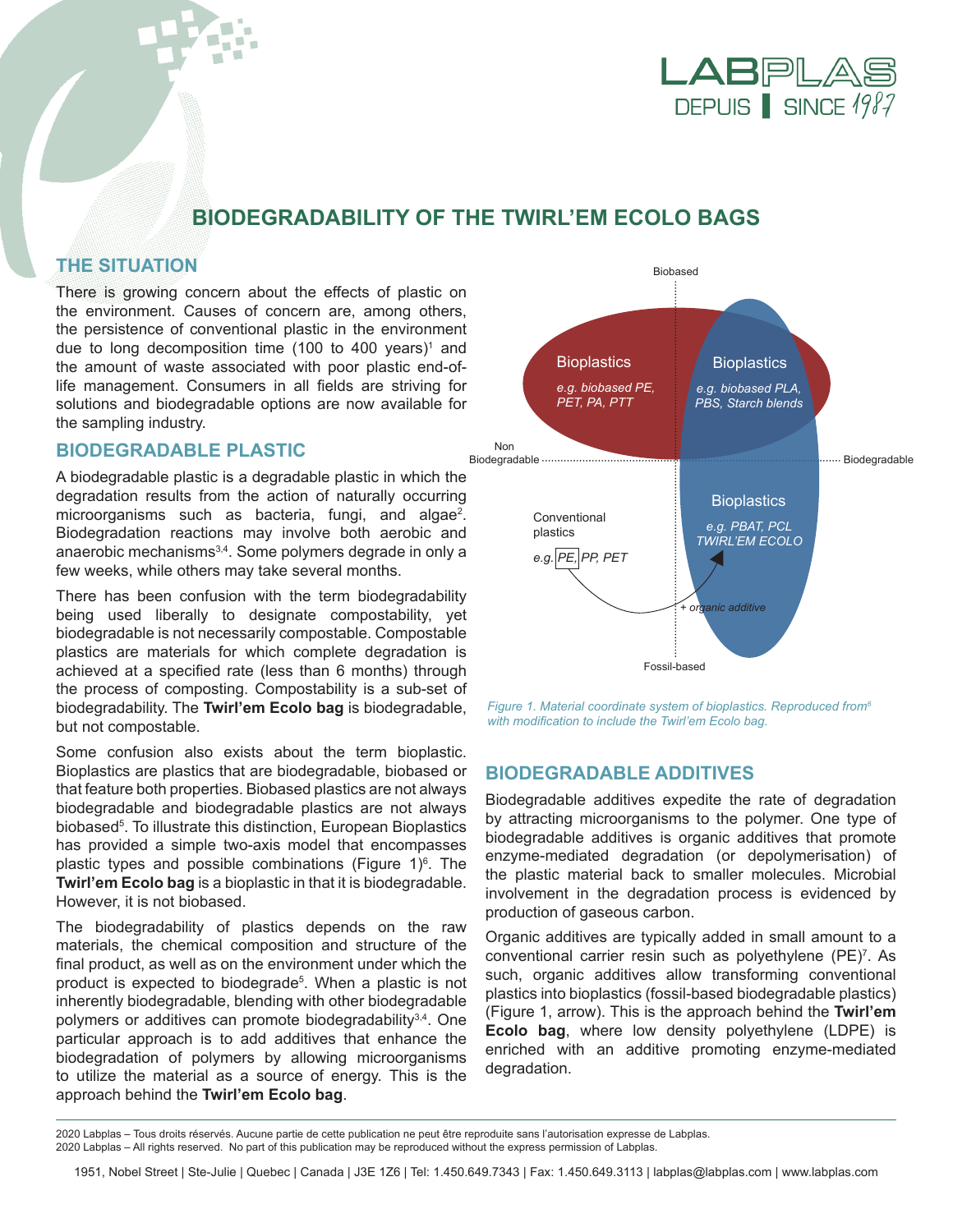# BIODEGRADABILITY OF THE TWIRL'EM ECOLO BAGS

## THE SITUATION

There is growing concern about the effects of plastic on the environment. Causes of concern are, among others, the persistence of conventional plastic in the environment due to long decomposition time (100 to 400 years)[1] and the amount of waste associated with poor plastic end-of-life management. Consumers in all fields are striving for solutions and biodegradable options are now available for the sampling industry.

## BIODEGRADABLE PLASTIC

A biodegradable plastic is a degradable plastic in which the degradation results from the action of naturally occurring microorganisms such as bacteria, fungi, and algae[2]. Biodegradation reactions may involve both aerobic and anaerobic mechanisms[3,4]. Some polymers degrade in only a few weeks, while others may take several months.

There has been confusion with the term biodegradability being used liberally to designate compostability, yet biodegradable is not necessarily compostable. Compostable plastics are materials for which complete degradation is achieved at a specified rate (less than 6 months) through the process of composting. Compostability is a sub-set of biodegradability. The **Twirl'em Ecolo bag** is biodegradable, but not compostable.

Some confusion also exists about the term bioplastic. Bioplastics are plastics that are biodegradable, biobased or that feature both properties. Biobased plastics are not always biodegradable and biodegradable plastics are not always biobased[5]. To illustrate this distinction, European Bioplastics has provided a simple two-axis model that encompasses plastic types and possible combinations (Figure 1)[6]. The **Twirl'em Ecolo bag** is a bioplastic in that it is biodegradable. However, it is not biobased.

The biodegradability of plastics depends on the raw materials, the chemical composition and structure of the final product, as well as on the environment under which the product is expected to biodegrade[5]. When a plastic is not inherently biodegradable, blending with other biodegradable polymers or additives can promote biodegradability[3,4]. One particular approach is to add additives that enhance the biodegradation of polymers by allowing microorganisms to utilize the material as a source of energy. This is the approach behind the **Twirl'em Ecolo bag**.

*Figure 1. Material coordinate system of bioplastics. Reproduced from[6] with modification to include the Twirl'em Ecolo bag.*

## BIODEGRADABLE ADDITIVES

Biodegradable additives expedite the rate of degradation by attracting microorganisms to the polymer. One type of biodegradable additives is organic additives that promote enzyme-mediated degradation (or depolymerisation) of the plastic material back to smaller molecules. Microbial involvement in the degradation process is evidenced by production of gaseous carbon.

Organic additives are typically added in small amount to a conventional carrier resin such as polyethylene (PE)[7]. As such, organic additives allow transforming conventional plastics into bioplastics (fossil-based biodegradable plastics) (Figure 1, arrow). This is the approach behind the **Twirl'em Ecolo bag**, where low density polyethylene (LDPE) is enriched with an additive promoting enzyme-mediated degradation.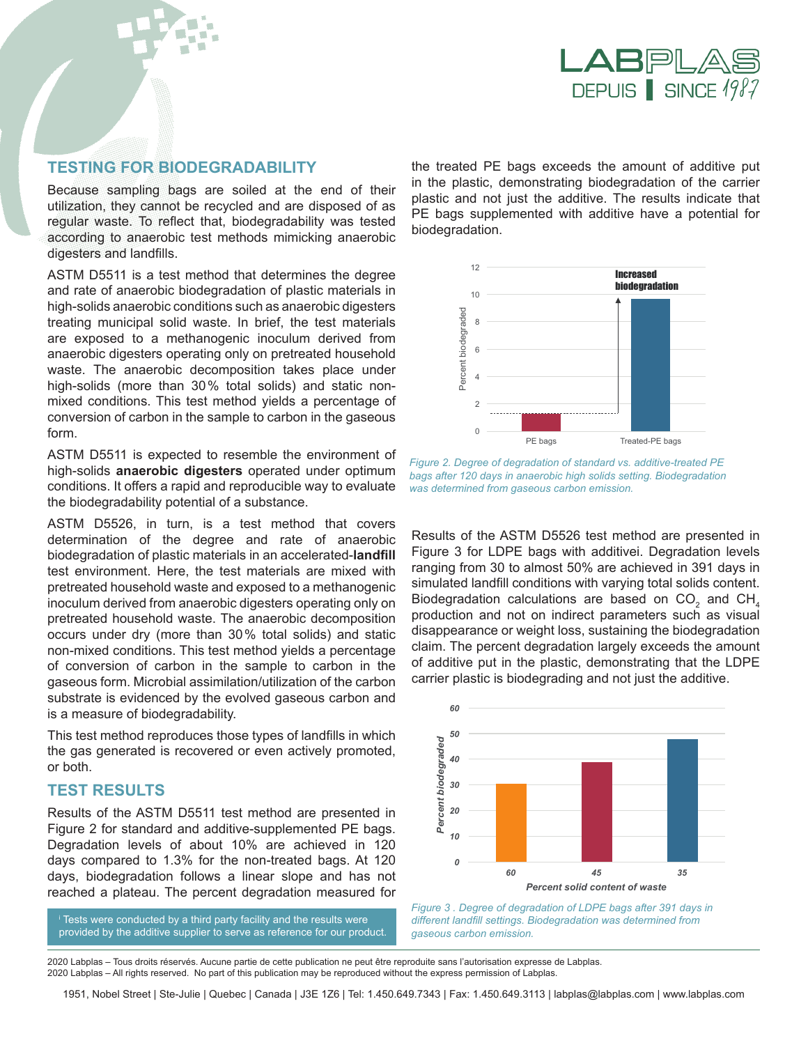## TESTING FOR BIODEGRADABILITY

Because sampling bags are soiled at the end of their utilization, they cannot be recycled and are disposed of as regular waste. To reflect that, biodegradability was tested according to anaerobic test methods mimicking anaerobic digesters and landfills.

ASTM D5511 is a test method that determines the degree and rate of anaerobic biodegradation of plastic materials in high-solids anaerobic conditions such as anaerobic digesters treating municipal solid waste. In brief, the test materials are exposed to a methanogenic inoculum derived from anaerobic digesters operating only on pretreated household waste. The anaerobic decomposition takes place under high-solids (more than 30% total solids) and static non-mixed conditions. This test method yields a percentage of conversion of carbon in the sample to carbon in the gaseous form.

ASTM D5511 is expected to resemble the environment of high-solids **anaerobic digesters** operated under optimum conditions. It offers a rapid and reproducible way to evaluate the biodegradability potential of a substance.

ASTM D5526, in turn, is a test method that covers determination of the degree and rate of anaerobic biodegradation of plastic materials in an accelerated-**landfill** test environment. Here, the test materials are mixed with pretreated household waste and exposed to a methanogenic inoculum derived from anaerobic digesters operating only on pretreated household waste. The anaerobic decomposition occurs under dry (more than 30% total solids) and static non-mixed conditions. This test method yields a percentage of conversion of carbon in the sample to carbon in the gaseous form. Microbial assimilation/utilization of the carbon substrate is evidenced by the evolved gaseous carbon and is a measure of biodegradability.

This test method reproduces those types of landfills in which the gas generated is recovered or even actively promoted, or both.

## TEST RESULTS

Results of the ASTM D5511 test method are presented in Figure 2 for standard and additive-supplemented PE bags. Degradation levels of about 10% are achieved in 120 days compared to 1.3% for the non-treated bags. At 120 days, biodegradation follows a linear slope and has not reached a plateau. The percent degradation measured for the treated PE bags exceeds the amount of additive put in the plastic, demonstrating biodegradation of the carrier plastic and not just the additive. The results indicate that PE bags supplemented with additive have a potential for biodegradation.

*Figure 2. Degree of degradation of standard vs. additive-treated PE bags after 120 days in anaerobic high solids setting. Biodegradation was determined from gaseous carbon emission.*

Results of the ASTM D5526 test method are presented in Figure 3 for LDPE bags with additive[i]. Degradation levels ranging from 30 to almost 50% are achieved in 391 days in simulated landfill conditions with varying total solids content. Biodegradation calculations are based on $CO_2$ and $CH_4$ production and not on indirect parameters such as visual disappearance or weight loss, sustaining the biodegradation claim. The percent degradation largely exceeds the amount of additive put in the plastic, demonstrating that the LDPE carrier plastic is biodegrading and not just the additive.

*Figure 3 . Degree of degradation of LDPE bags after 391 days in different landfill settings. Biodegradation was determined from gaseous carbon emission.*

[i] Tests were conducted by a third party facility and the results were provided by the additive supplier to serve as reference for our product.

2020 Labplas – Tous droits réservés. Aucune partie de cette publication ne peut être reproduite sans l'autorisation expresse de Labplas.
2020 Labplas – All rights reserved. No part of this publication may be reproduced without the express permission of Labplas.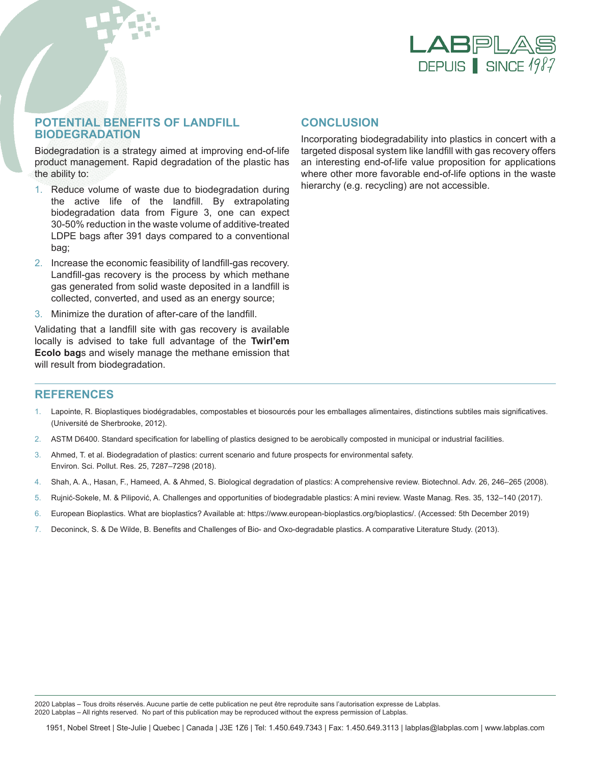## POTENTIAL BENEFITS OF LANDFILL BIODEGRADATION

Biodegradation is a strategy aimed at improving end-of-life product management. Rapid degradation of the plastic has the ability to:

1. Reduce volume of waste due to biodegradation during the active life of the landfill. By extrapolating biodegradation data from Figure 3, one can expect 30-50% reduction in the waste volume of additive-treated LDPE bags after 391 days compared to a conventional bag;
2. Increase the economic feasibility of landfill-gas recovery. Landfill-gas recovery is the process by which methane gas generated from solid waste deposited in a landfill is collected, converted, and used as an energy source;
3. Minimize the duration of after-care of the landfill.

Validating that a landfill site with gas recovery is available locally is advised to take full advantage of the **Twirl'em Ecolo bag**s and wisely manage the methane emission that will result from biodegradation.

## CONCLUSION

Incorporating biodegradability into plastics in concert with a targeted disposal system like landfill with gas recovery offers an interesting end-of-life value proposition for applications where other more favorable end-of-life options in the waste hierarchy (e.g. recycling) are not accessible.

## REFERENCES

1. Lapointe, R. Bioplastiques biodégradables, compostables et biosourcés pour les emballages alimentaires, distinctions subtiles mais significatives. (Université de Sherbrooke, 2012).
2. ASTM D6400. Standard specification for labelling of plastics designed to be aerobically composted in municipal or industrial facilities.
3. Ahmed, T. et al. Biodegradation of plastics: current scenario and future prospects for environmental safety. Environ. Sci. Pollut. Res. 25, 7287–7298 (2018).
4. Shah, A. A., Hasan, F., Hameed, A. & Ahmed, S. Biological degradation of plastics: A comprehensive review. Biotechnol. Adv. 26, 246–265 (2008).
5. Rujnić-Sokele, M. & Pilipović, A. Challenges and opportunities of biodegradable plastics: A mini review. Waste Manag. Res. 35, 132–140 (2017).
6. European Bioplastics. What are bioplastics? Available at: https://www.european-bioplastics.org/bioplastics/. (Accessed: 5th December 2019)
7. Deconinck, S. & De Wilde, B. Benefits and Challenges of Bio- and Oxo-degradable plastics. A comparative Literature Study. (2013).

2020 Labplas – Tous droits réservés. Aucune partie de cette publication ne peut être reproduite sans l'autorisation expresse de Labplas.
2020 Labplas – All rights reserved. No part of this publication may be reproduced without the express permission of Labplas.